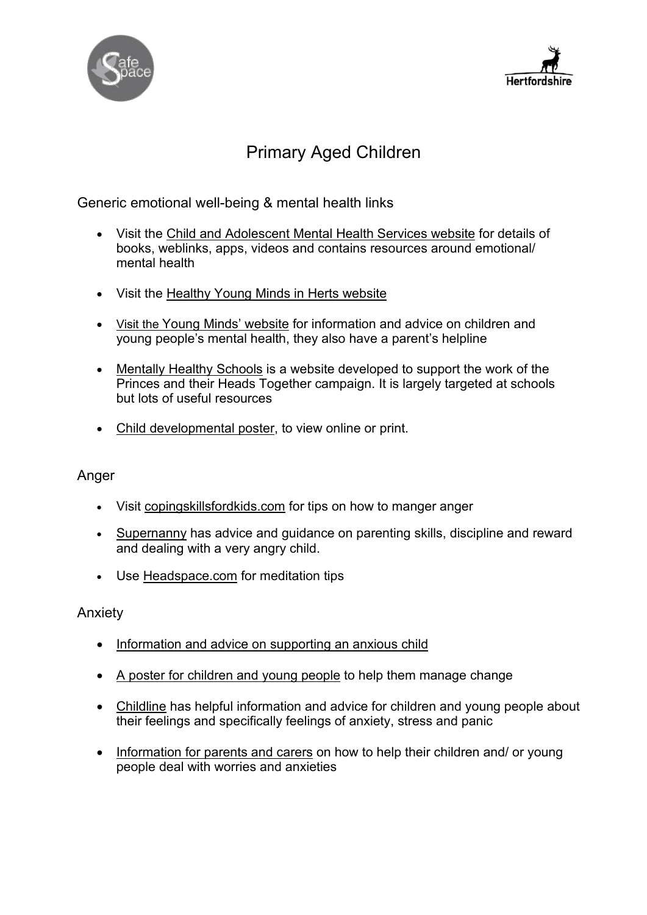# Primary Aged Children

## Generic emotional well-being & mental health links

- Visit the Child and Adolescent Mental Health Services website for details of books, weblinks, apps, videos and contains resources around emotional/ mental health
- Visit the Healthy Young Minds in Herts website
- Visit the Young Minds' website for information and advice on children and young people's mental health, they also have a parent's helpline
- Mentally Healthy Schools is a website developed to support the work of the Princes and their Heads Together campaign. It is largely targeted at schools but lots of useful resources
- Child developmental poster, to view online or print.

## Anger

- Visit copingskillsfordkids.com for tips on how to manger anger
- Supernanny has advice and guidance on parenting skills, discipline and reward and dealing with a very angry child.
- Use Headspace.com for meditation tips

## Anxiety

- Information and advice on supporting an anxious child
- A poster for children and young people to help them manage change
- Childline has helpful information and advice for children and young people about their feelings and specifically feelings of anxiety, stress and panic
- Information for parents and carers on how to help their children and/ or young people deal with worries and anxieties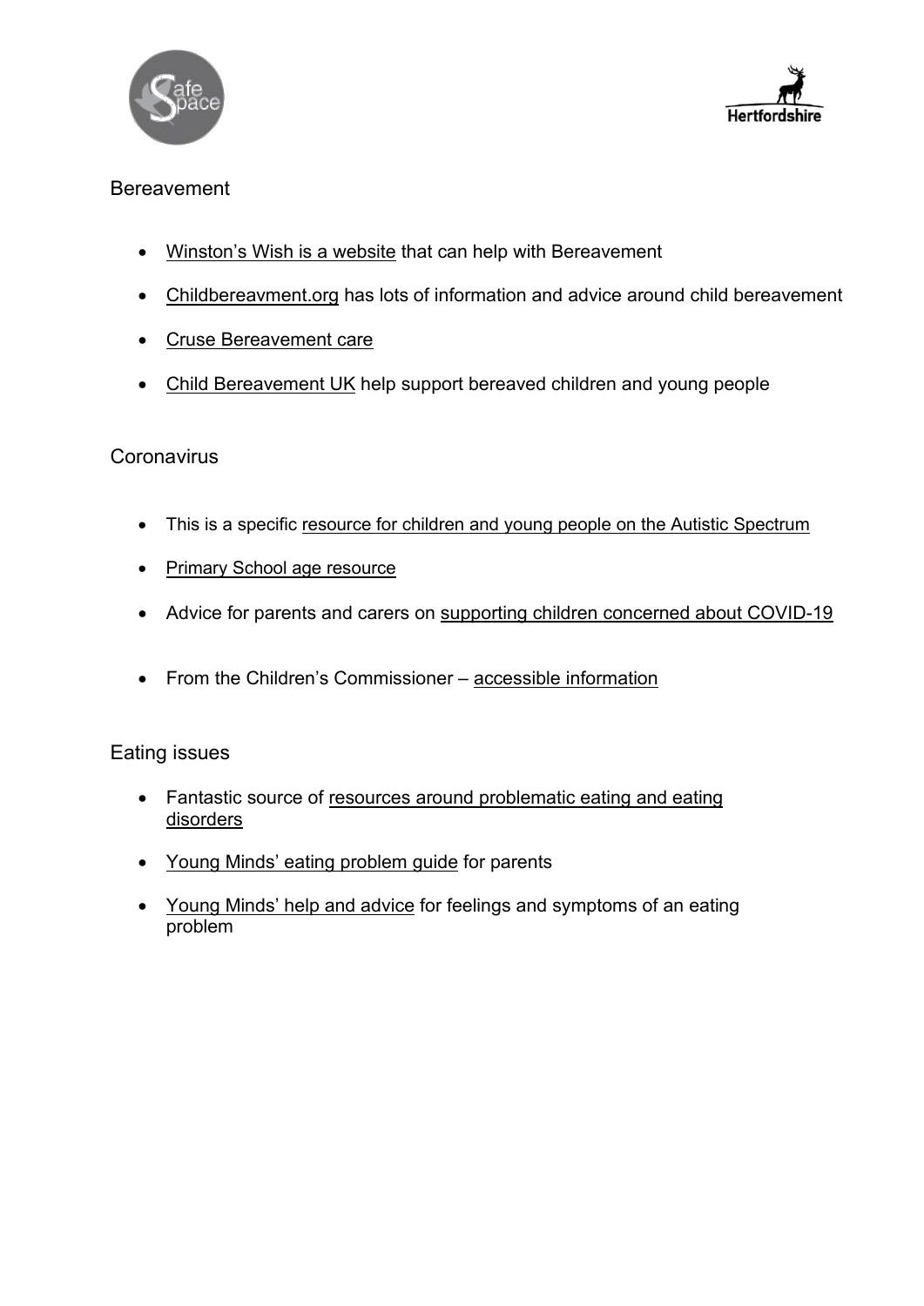## Bereavement

- Winston's Wish is a website that can help with Bereavement
- Childbereavment.org has lots of information and advice around child bereavement
- Cruse Bereavement care
- Child Bereavement UK help support bereaved children and young people

## Coronavirus

- This is a specific resource for children and young people on the Autistic Spectrum
- Primary School age resource
- Advice for parents and carers on supporting children concerned about COVID-19
- From the Children's Commissioner – accessible information

## Eating issues

- Fantastic source of resources around problematic eating and eating disorders
- Young Minds' eating problem guide for parents
- Young Minds' help and advice for feelings and symptoms of an eating problem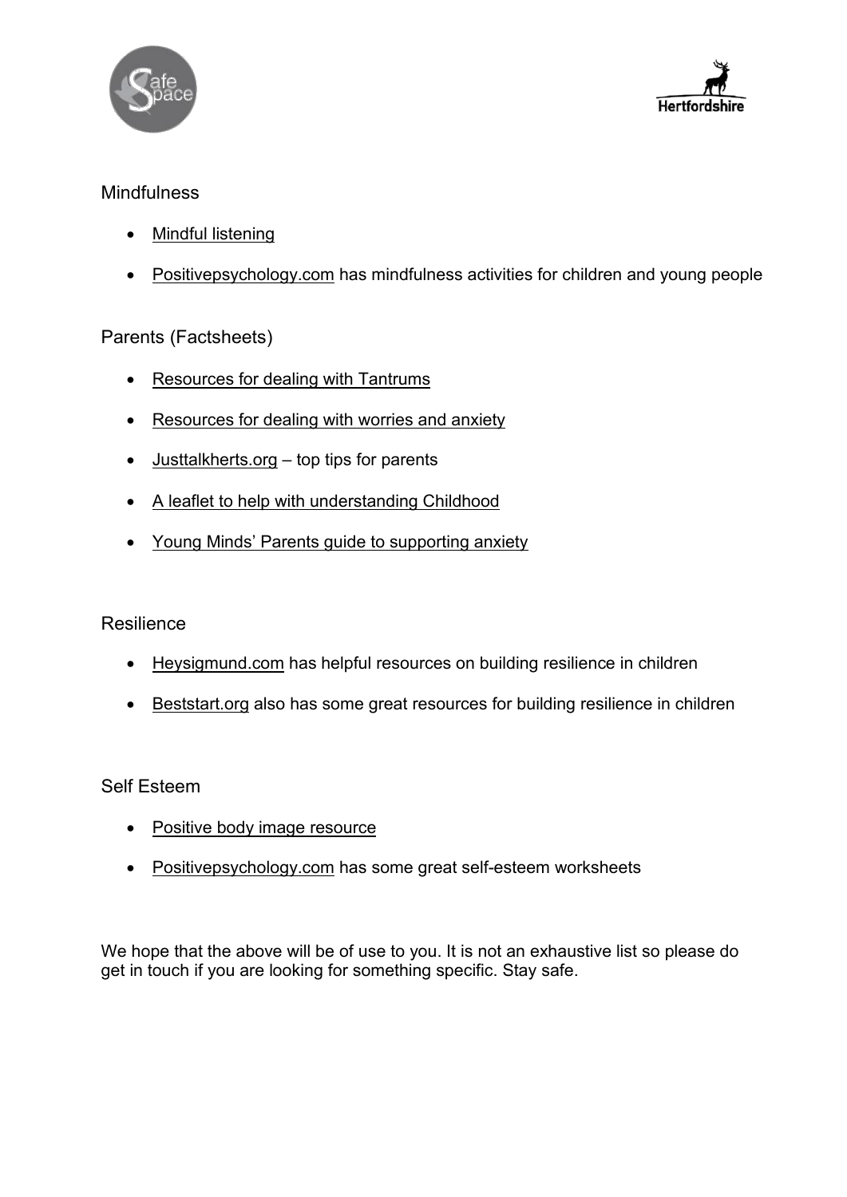## Mindfulness

- Mindful listening
- Positivepsychology.com has mindfulness activities for children and young people

## Parents (Factsheets)

- Resources for dealing with Tantrums
- Resources for dealing with worries and anxiety
- Justtalkherts.org – top tips for parents
- A leaflet to help with understanding Childhood
- Young Minds' Parents guide to supporting anxiety

## Resilience

- Heysigmund.com has helpful resources on building resilience in children
- Beststart.org also has some great resources for building resilience in children

## Self Esteem

- Positive body image resource
- Positivepsychology.com has some great self-esteem worksheets

We hope that the above will be of use to you. It is not an exhaustive list so please do get in touch if you are looking for something specific. Stay safe.